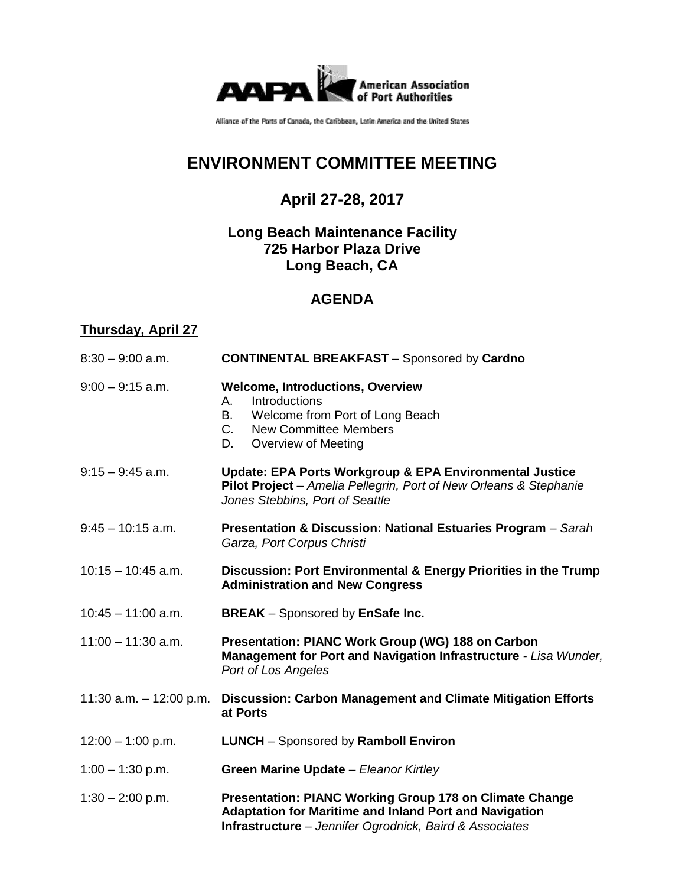AAPA American Association of Port Authorities

Alliance of the Ports of Canada, the Caribbean, Latin America and the United States

# ENVIRONMENT COMMITTEE MEETING

## April 27-28, 2017

### Long Beach Maintenance Facility
### 725 Harbor Plaza Drive
### Long Beach, CA

## AGENDA

**Thursday, April 27**

8:30 – 9:00 a.m. **CONTINENTAL BREAKFAST** – Sponsored by **Cardno**

9:00 – 9:15 a.m. **Welcome, Introductions, Overview**

A. Introductions
B. Welcome from Port of Long Beach
C. New Committee Members
D. Overview of Meeting

9:15 – 9:45 a.m. **Update: EPA Ports Workgroup & EPA Environmental Justice Pilot Project** – *Amelia Pellegrin, Port of New Orleans & Stephanie Jones Stebbins, Port of Seattle*

9:45 – 10:15 a.m. **Presentation & Discussion: National Estuaries Program** – *Sarah Garza, Port Corpus Christi*

10:15 – 10:45 a.m. **Discussion: Port Environmental & Energy Priorities in the Trump Administration and New Congress**

10:45 – 11:00 a.m. **BREAK** – Sponsored by **EnSafe Inc.**

11:00 – 11:30 a.m. **Presentation: PIANC Work Group (WG) 188 on Carbon Management for Port and Navigation Infrastructure** - *Lisa Wunder, Port of Los Angeles*

11:30 a.m. – 12:00 p.m. **Discussion: Carbon Management and Climate Mitigation Efforts at Ports**

12:00 – 1:00 p.m. **LUNCH** – Sponsored by **Ramboll Environ**

1:00 – 1:30 p.m. **Green Marine Update** – *Eleanor Kirtley*

1:30 – 2:00 p.m. **Presentation: PIANC Working Group 178 on Climate Change Adaptation for Maritime and Inland Port and Navigation Infrastructure** – *Jennifer Ogrodnick, Baird & Associates*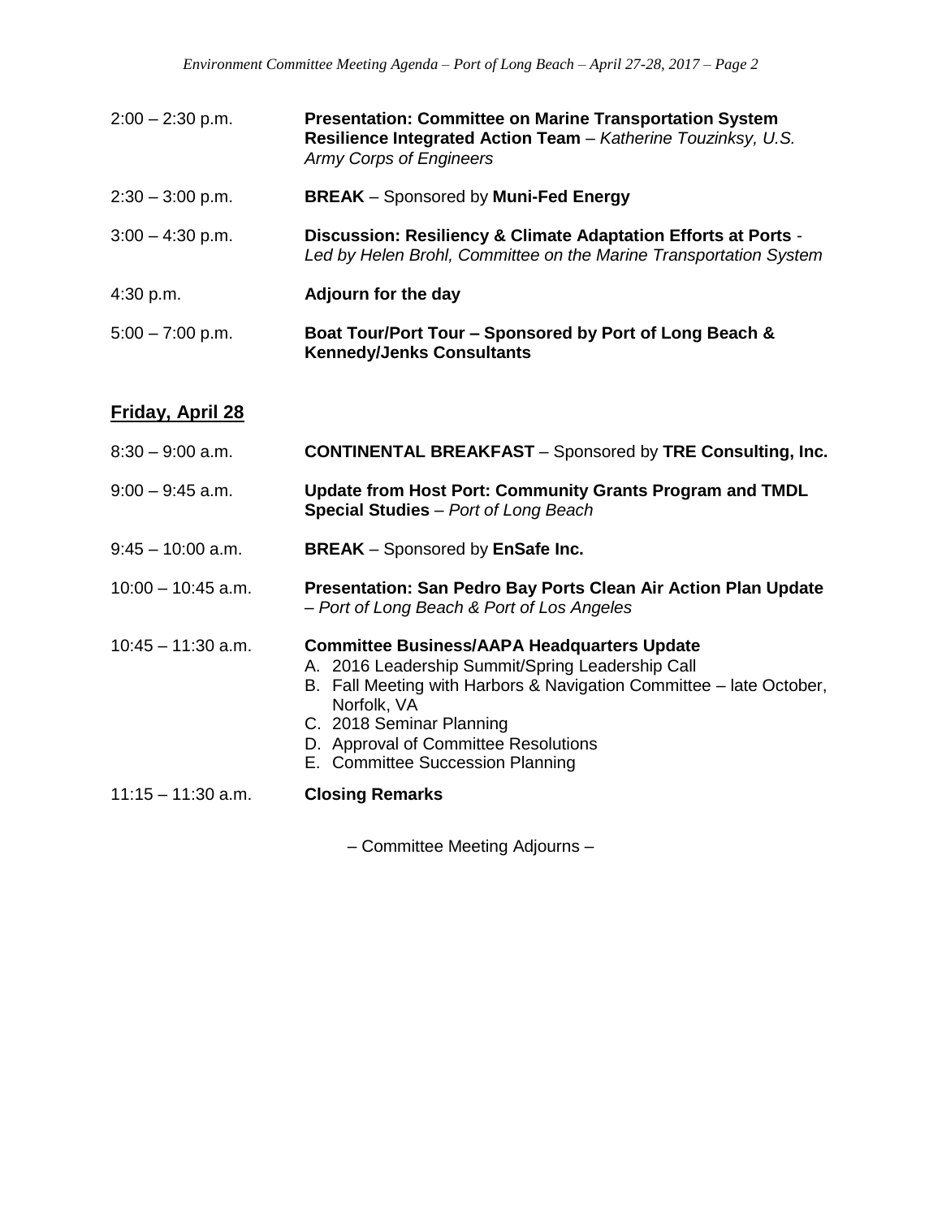| | |
|---|---|
| 2:00 – 2:30 p.m. | **Presentation: Committee on Marine Transportation System Resilience Integrated Action Team** – *Katherine Touzinksy, U.S. Army Corps of Engineers* |
| 2:30 – 3:00 p.m. | **BREAK** – Sponsored by **Muni-Fed Energy** |
| 3:00 – 4:30 p.m. | **Discussion: Resiliency & Climate Adaptation Efforts at Ports** - *Led by Helen Brohl, Committee on the Marine Transportation System* |
| 4:30 p.m. | **Adjourn for the day** |
| 5:00 – 7:00 p.m. | **Boat Tour/Port Tour – Sponsored by Port of Long Beach & Kennedy/Jenks Consultants** |

## Friday, April 28

| | |
|---|---|
| 8:30 – 9:00 a.m. | **CONTINENTAL BREAKFAST** – Sponsored by **TRE Consulting, Inc.** |
| 9:00 – 9:45 a.m. | **Update from Host Port: Community Grants Program and TMDL Special Studies** – *Port of Long Beach* |
| 9:45 – 10:00 a.m. | **BREAK** – Sponsored by **EnSafe Inc.** |
| 10:00 – 10:45 a.m. | **Presentation: San Pedro Bay Ports Clean Air Action Plan Update** – *Port of Long Beach & Port of Los Angeles* |
| 10:45 – 11:30 a.m. | **Committee Business/AAPA Headquarters Update**<br>A. 2016 Leadership Summit/Spring Leadership Call<br>B. Fall Meeting with Harbors & Navigation Committee – late October, Norfolk, VA<br>C. 2018 Seminar Planning<br>D. Approval of Committee Resolutions<br>E. Committee Succession Planning |
| 11:15 – 11:30 a.m. | **Closing Remarks** |

– Committee Meeting Adjourns –